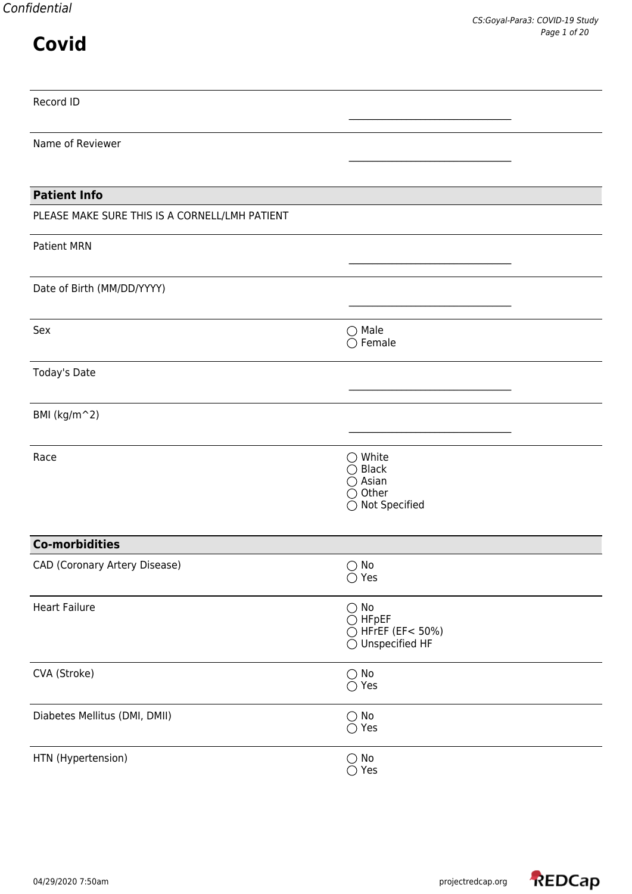*Confidential*

# Covid

| | |
|---|---|
| Record ID | ______________________ |
| Name of Reviewer | ______________________ |

## Patient Info

PLEASE MAKE SURE THIS IS A CORNELL/LMH PATIENT

| | |
|---|---|
| Patient MRN | ______________________ |
| Date of Birth (MM/DD/YYYY) | ______________________ |
| Sex | ◯ Male<br>◯ Female |
| Today's Date | ______________________ |
| BMI (kg/m^2) | ______________________ |
| Race | ◯ White<br>◯ Black<br>◯ Asian<br>◯ Other<br>◯ Not Specified |

## Co-morbidities

| | |
|---|---|
| CAD (Coronary Artery Disease) | ◯ No<br>◯ Yes |
| Heart Failure | ◯ No<br>◯ HFpEF<br>◯ HFrEF (EF< 50%)<br>◯ Unspecified HF |
| CVA (Stroke) | ◯ No<br>◯ Yes |
| Diabetes Mellitus (DMI, DMII) | ◯ No<br>◯ Yes |
| HTN (Hypertension) | ◯ No<br>◯ Yes |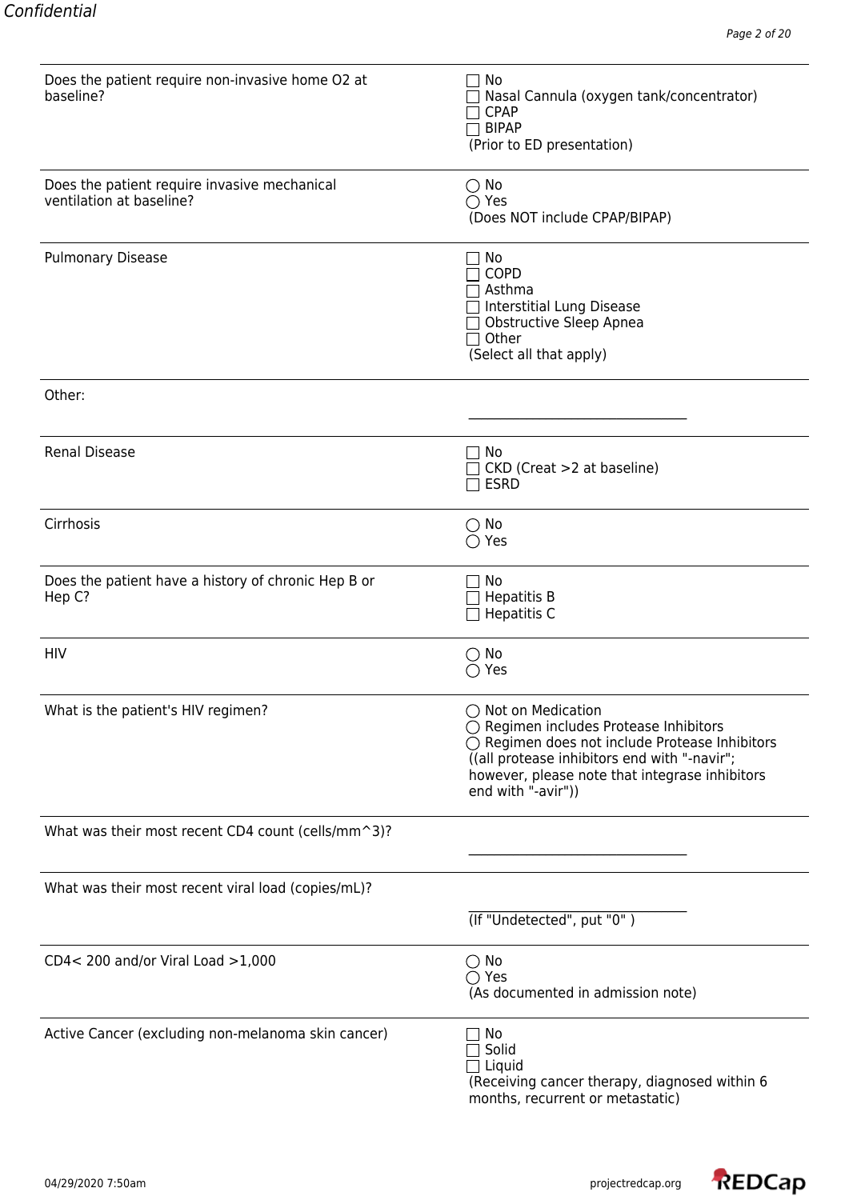| | |
|---|---|
| Does the patient require non-invasive home O2 at baseline? | ☐ No<br>☐ Nasal Cannula (oxygen tank/concentrator)<br>☐ CPAP<br>☐ BIPAP<br>(Prior to ED presentation) |
| Does the patient require invasive mechanical ventilation at baseline? | ◯ No<br>◯ Yes<br>(Does NOT include CPAP/BIPAP) |
| Pulmonary Disease | ☐ No<br>☐ COPD<br>☐ Asthma<br>☐ Interstitial Lung Disease<br>☐ Obstructive Sleep Apnea<br>☐ Other<br>(Select all that apply) |
| Other: | ______________________________ |
| Renal Disease | ☐ No<br>☐ CKD (Creat >2 at baseline)<br>☐ ESRD |
| Cirrhosis | ◯ No<br>◯ Yes |
| Does the patient have a history of chronic Hep B or Hep C? | ☐ No<br>☐ Hepatitis B<br>☐ Hepatitis C |
| HIV | ◯ No<br>◯ Yes |
| What is the patient's HIV regimen? | ◯ Not on Medication<br>◯ Regimen includes Protease Inhibitors<br>◯ Regimen does not include Protease Inhibitors<br>((all protease inhibitors end with "-navir"; however, please note that integrase inhibitors end with "-avir")) |
| What was their most recent CD4 count (cells/mm^3)? | ______________________________ |
| What was their most recent viral load (copies/mL)? | ______________________________<br>(If "Undetected", put "0" ) |
| CD4< 200 and/or Viral Load >1,000 | ◯ No<br>◯ Yes<br>(As documented in admission note) |
| Active Cancer (excluding non-melanoma skin cancer) | ☐ No<br>☐ Solid<br>☐ Liquid<br>(Receiving cancer therapy, diagnosed within 6 months, recurrent or metastatic) |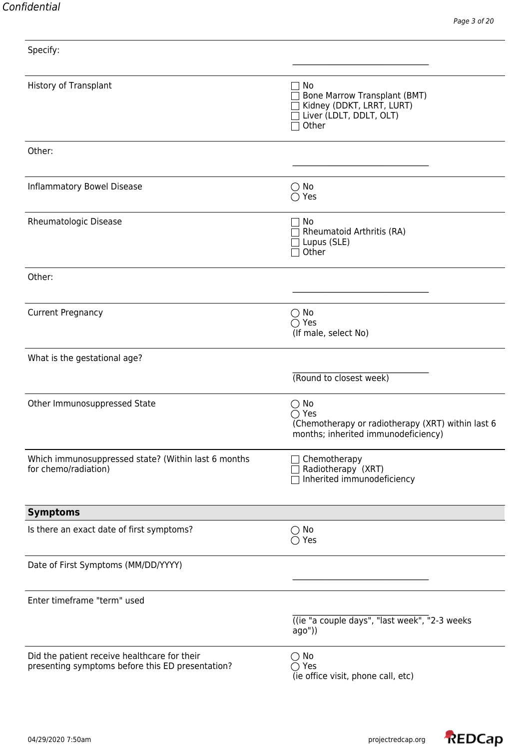| | |
|---|---|
| Specify: | ______________________________ |
| History of Transplant | ☐ No<br>☐ Bone Marrow Transplant (BMT)<br>☐ Kidney (DDKT, LRRT, LURT)<br>☐ Liver (LDLT, DDLT, OLT)<br>☐ Other |
| Other: | ______________________________ |
| Inflammatory Bowel Disease | ◯ No<br>◯ Yes |
| Rheumatologic Disease | ☐ No<br>☐ Rheumatoid Arthritis (RA)<br>☐ Lupus (SLE)<br>☐ Other |
| Other: | ______________________________ |
| Current Pregnancy | ◯ No<br>◯ Yes<br>(If male, select No) |
| What is the gestational age? | ______________________________<br>(Round to closest week) |
| Other Immunosuppressed State | ◯ No<br>◯ Yes<br>(Chemotherapy or radiotherapy (XRT) within last 6 months; inherited immunodeficiency) |
| Which immunosuppressed state? (Within last 6 months for chemo/radiation) | ☐ Chemotherapy<br>☐ Radiotherapy (XRT)<br>☐ Inherited immunodeficiency |

## Symptoms

| | |
|---|---|
| Is there an exact date of first symptoms? | ◯ No<br>◯ Yes |
| Date of First Symptoms (MM/DD/YYYY) | ______________________________ |
| Enter timeframe "term" used | ______________________________<br>((ie "a couple days", "last week", "2-3 weeks ago")) |
| Did the patient receive healthcare for their presenting symptoms before this ED presentation? | ◯ No<br>◯ Yes<br>(ie office visit, phone call, etc) |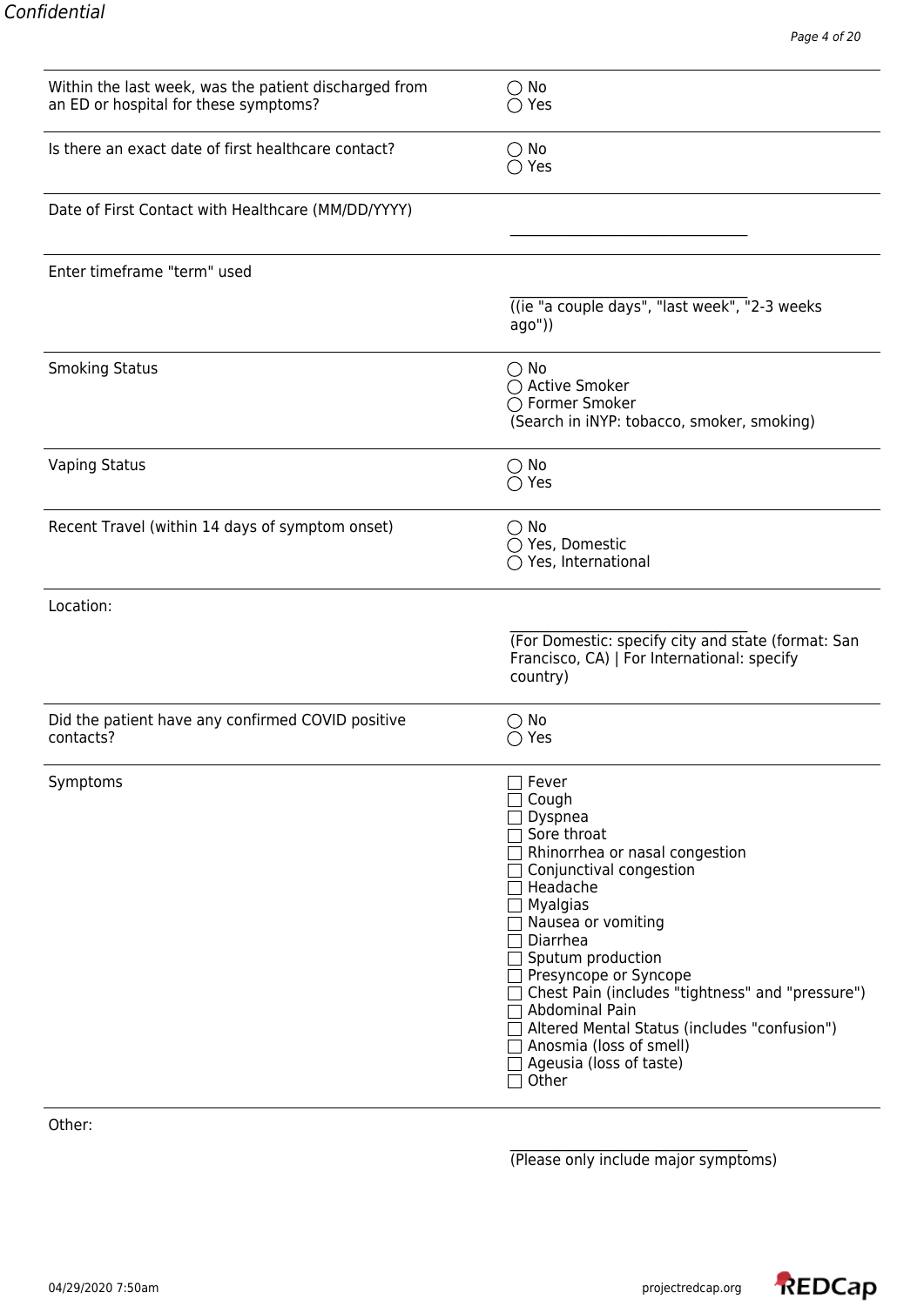| Question | Response |
| --- | --- |
| Within the last week, was the patient discharged from an ED or hospital for these symptoms? | ◯ No<br>◯ Yes |
| Is there an exact date of first healthcare contact? | ◯ No<br>◯ Yes |
| Date of First Contact with Healthcare (MM/DD/YYYY) | __________________________ |
| Enter timeframe "term" used | __________________________<br>((ie "a couple days", "last week", "2-3 weeks ago")) |
| Smoking Status | ◯ No<br>◯ Active Smoker<br>◯ Former Smoker<br>(Search in iNYP: tobacco, smoker, smoking) |
| Vaping Status | ◯ No<br>◯ Yes |
| Recent Travel (within 14 days of symptom onset) | ◯ No<br>◯ Yes, Domestic<br>◯ Yes, International |
| Location: | __________________________<br>(For Domestic: specify city and state (format: San Francisco, CA) \| For International: specify country) |
| Did the patient have any confirmed COVID positive contacts? | ◯ No<br>◯ Yes |
| Symptoms | ☐ Fever<br>☐ Cough<br>☐ Dyspnea<br>☐ Sore throat<br>☐ Rhinorrhea or nasal congestion<br>☐ Conjunctival congestion<br>☐ Headache<br>☐ Myalgias<br>☐ Nausea or vomiting<br>☐ Diarrhea<br>☐ Sputum production<br>☐ Presyncope or Syncope<br>☐ Chest Pain (includes "tightness" and "pressure")<br>☐ Abdominal Pain<br>☐ Altered Mental Status (includes "confusion")<br>☐ Anosmia (loss of smell)<br>☐ Ageusia (loss of taste)<br>☐ Other |
| Other: | __________________________<br>(Please only include major symptoms) |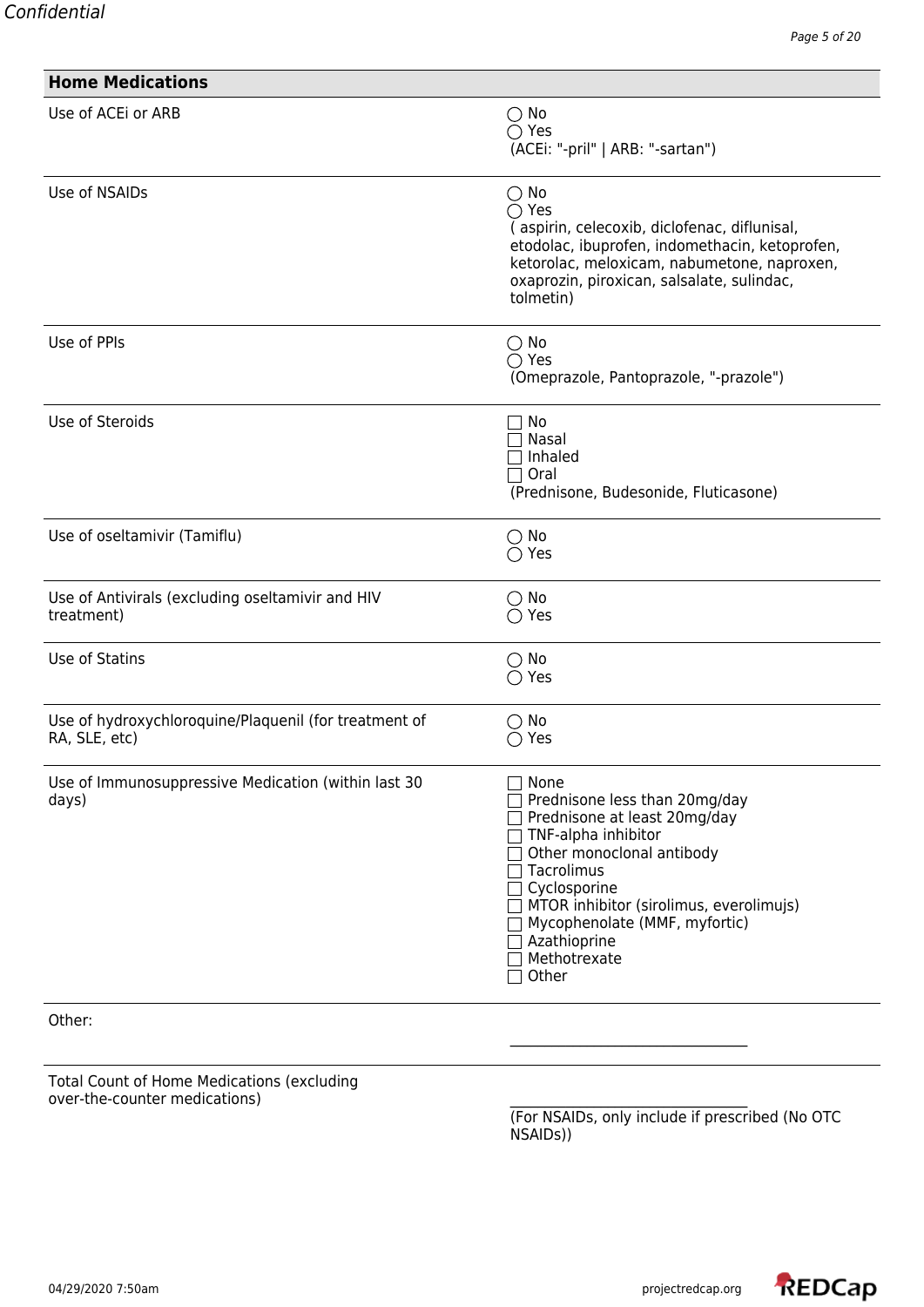## Home Medications

| | |
|---|---|
| Use of ACEi or ARB | ◯ No<br>◯ Yes<br>(ACEi: "-pril" \| ARB: "-sartan") |
| Use of NSAIDs | ◯ No<br>◯ Yes<br>( aspirin, celecoxib, diclofenac, diflunisal, etodolac, ibuprofen, indomethacin, ketoprofen, ketorolac, meloxicam, nabumetone, naproxen, oxaprozin, piroxican, salsalate, sulindac, tolmetin) |
| Use of PPIs | ◯ No<br>◯ Yes<br>(Omeprazole, Pantoprazole, "-prazole") |
| Use of Steroids | ☐ No<br>☐ Nasal<br>☐ Inhaled<br>☐ Oral<br>(Prednisone, Budesonide, Fluticasone) |
| Use of oseltamivir (Tamiflu) | ◯ No<br>◯ Yes |
| Use of Antivirals (excluding oseltamivir and HIV treatment) | ◯ No<br>◯ Yes |
| Use of Statins | ◯ No<br>◯ Yes |
| Use of hydroxychloroquine/Plaquenil (for treatment of RA, SLE, etc) | ◯ No<br>◯ Yes |
| Use of Immunosuppressive Medication (within last 30 days) | ☐ None<br>☐ Prednisone less than 20mg/day<br>☐ Prednisone at least 20mg/day<br>☐ TNF-alpha inhibitor<br>☐ Other monoclonal antibody<br>☐ Tacrolimus<br>☐ Cyclosporine<br>☐ MTOR inhibitor (sirolimus, everolimujs)<br>☐ Mycophenolate (MMF, myfortic)<br>☐ Azathioprine<br>☐ Methotrexate<br>☐ Other |
| Other: | __________________________ |
| Total Count of Home Medications (excluding over-the-counter medications) | __________________________<br>(For NSAIDs, only include if prescribed (No OTC NSAIDs)) |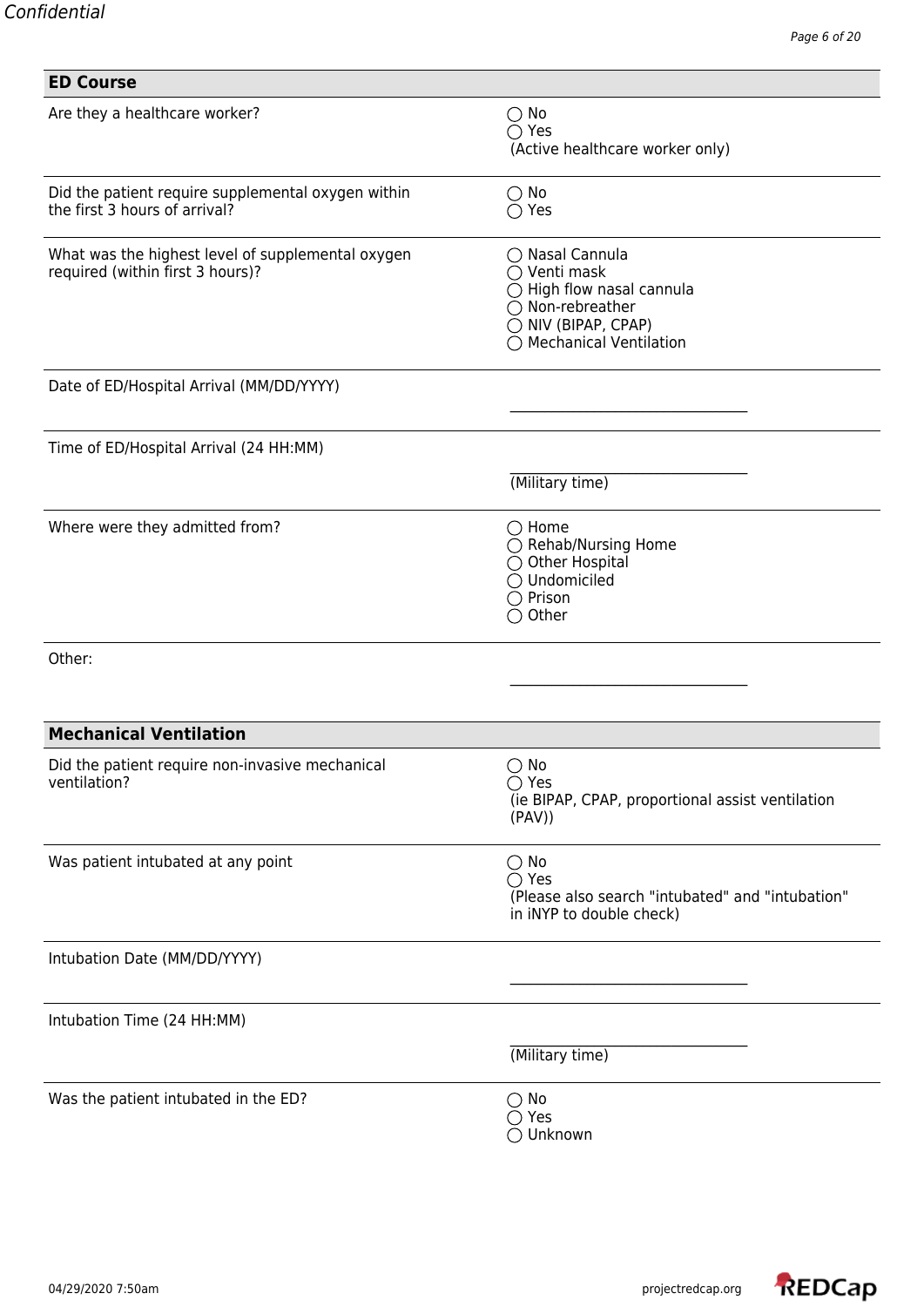## ED Course

| | |
|---|---|
| Are they a healthcare worker? | ◯ No<br>◯ Yes<br>(Active healthcare worker only) |
| Did the patient require supplemental oxygen within the first 3 hours of arrival? | ◯ No<br>◯ Yes |
| What was the highest level of supplemental oxygen required (within first 3 hours)? | ◯ Nasal Cannula<br>◯ Venti mask<br>◯ High flow nasal cannula<br>◯ Non-rebreather<br>◯ NIV (BIPAP, CPAP)<br>◯ Mechanical Ventilation |
| Date of ED/Hospital Arrival (MM/DD/YYYY) | ______________________________ |
| Time of ED/Hospital Arrival (24 HH:MM) | ______________________________<br>(Military time) |
| Where were they admitted from? | ◯ Home<br>◯ Rehab/Nursing Home<br>◯ Other Hospital<br>◯ Undomiciled<br>◯ Prison<br>◯ Other |
| Other: | ______________________________ |

## Mechanical Ventilation

| | |
|---|---|
| Did the patient require non-invasive mechanical ventilation? | ◯ No<br>◯ Yes<br>(ie BIPAP, CPAP, proportional assist ventilation (PAV)) |
| Was patient intubated at any point | ◯ No<br>◯ Yes<br>(Please also search "intubated" and "intubation" in iNYP to double check) |
| Intubation Date (MM/DD/YYYY) | ______________________________ |
| Intubation Time (24 HH:MM) | ______________________________<br>(Military time) |
| Was the patient intubated in the ED? | ◯ No<br>◯ Yes<br>◯ Unknown |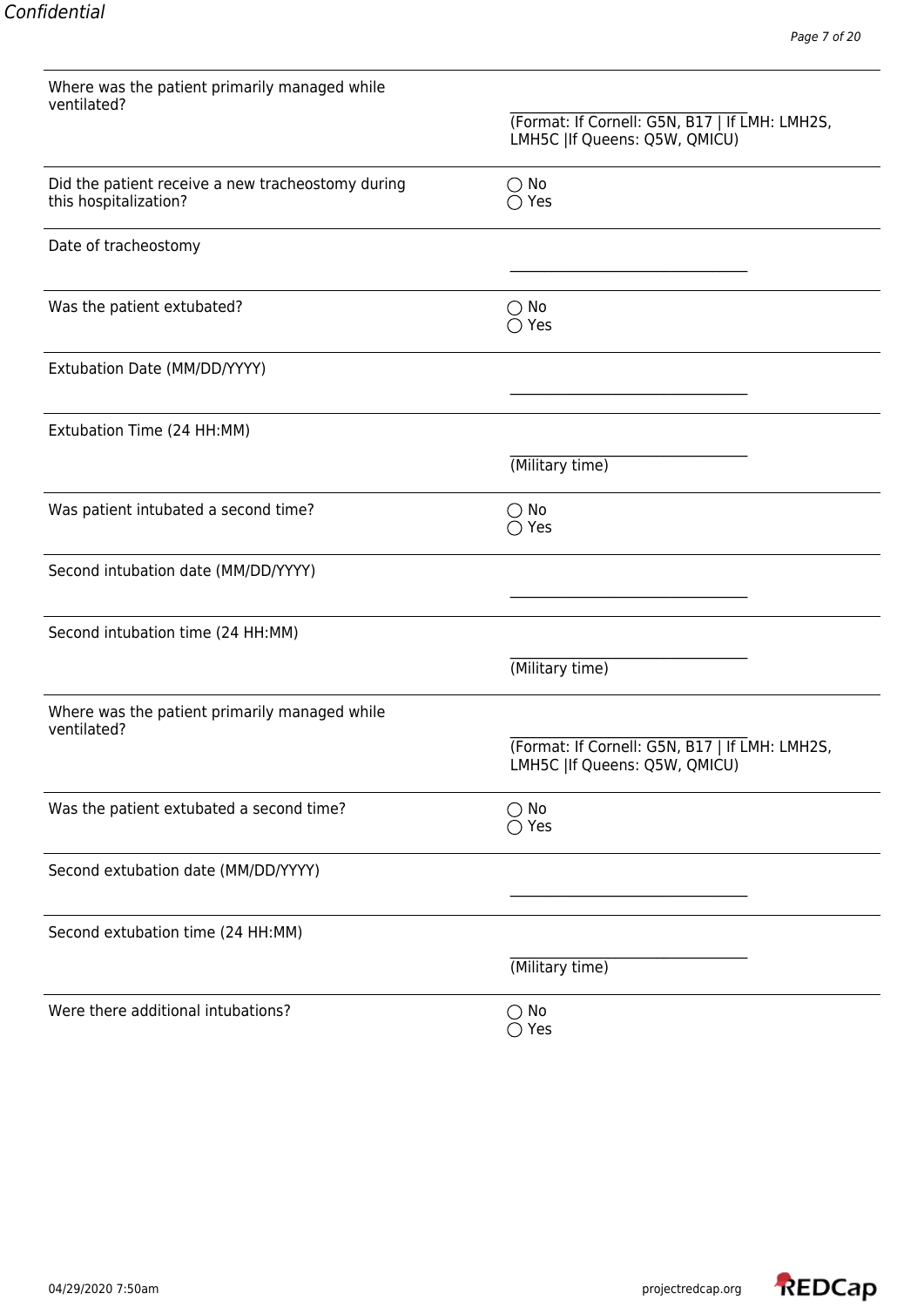| | |
|---|---|
| Where was the patient primarily managed while ventilated? | ______________________ (Format: If Cornell: G5N, B17 \| If LMH: LMH2S, LMH5C \|If Queens: Q5W, QMICU) |
| Did the patient receive a new tracheostomy during this hospitalization? | ○ No ○ Yes |
| Date of tracheostomy | ______________________ |
| Was the patient extubated? | ○ No ○ Yes |
| Extubation Date (MM/DD/YYYY) | ______________________ |
| Extubation Time (24 HH:MM) | ______________________ (Military time) |
| Was patient intubated a second time? | ○ No ○ Yes |
| Second intubation date (MM/DD/YYYY) | ______________________ |
| Second intubation time (24 HH:MM) | ______________________ (Military time) |
| Where was the patient primarily managed while ventilated? | ______________________ (Format: If Cornell: G5N, B17 \| If LMH: LMH2S, LMH5C \|If Queens: Q5W, QMICU) |
| Was the patient extubated a second time? | ○ No ○ Yes |
| Second extubation date (MM/DD/YYYY) | ______________________ |
| Second extubation time (24 HH:MM) | ______________________ (Military time) |
| Were there additional intubations? | ○ No ○ Yes |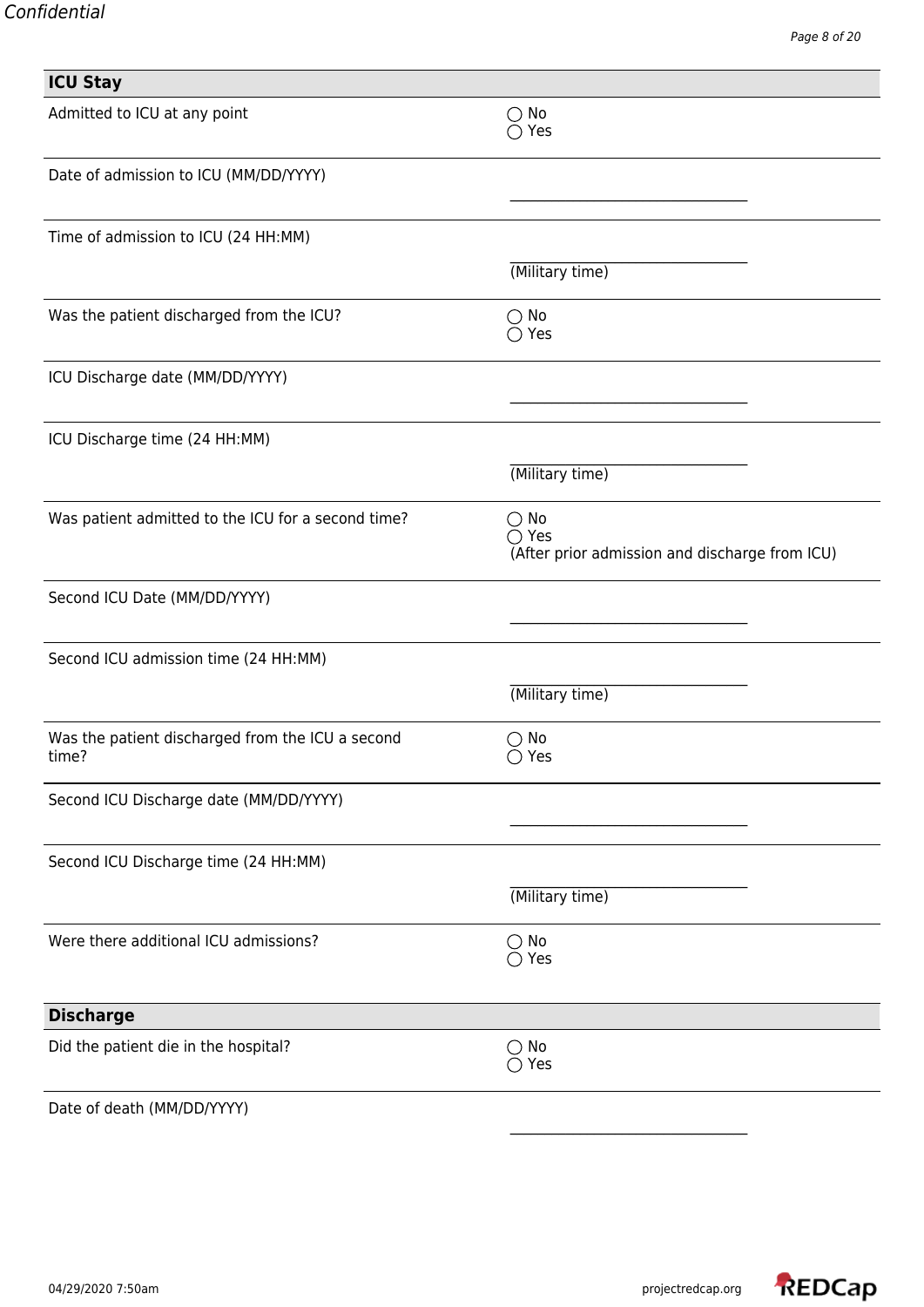## ICU Stay

| | |
|---|---|
| Admitted to ICU at any point | ◯ No<br>◯ Yes |
| Date of admission to ICU (MM/DD/YYYY) | ______________________________ |
| Time of admission to ICU (24 HH:MM) | ______________________________<br>(Military time) |
| Was the patient discharged from the ICU? | ◯ No<br>◯ Yes |
| ICU Discharge date (MM/DD/YYYY) | ______________________________ |
| ICU Discharge time (24 HH:MM) | ______________________________<br>(Military time) |
| Was patient admitted to the ICU for a second time? | ◯ No<br>◯ Yes<br>(After prior admission and discharge from ICU) |
| Second ICU Date (MM/DD/YYYY) | ______________________________ |
| Second ICU admission time (24 HH:MM) | ______________________________<br>(Military time) |
| Was the patient discharged from the ICU a second time? | ◯ No<br>◯ Yes |
| Second ICU Discharge date (MM/DD/YYYY) | ______________________________ |
| Second ICU Discharge time (24 HH:MM) | ______________________________<br>(Military time) |
| Were there additional ICU admissions? | ◯ No<br>◯ Yes |

## Discharge

| | |
|---|---|
| Did the patient die in the hospital? | ◯ No<br>◯ Yes |
| Date of death (MM/DD/YYYY) | ______________________________ |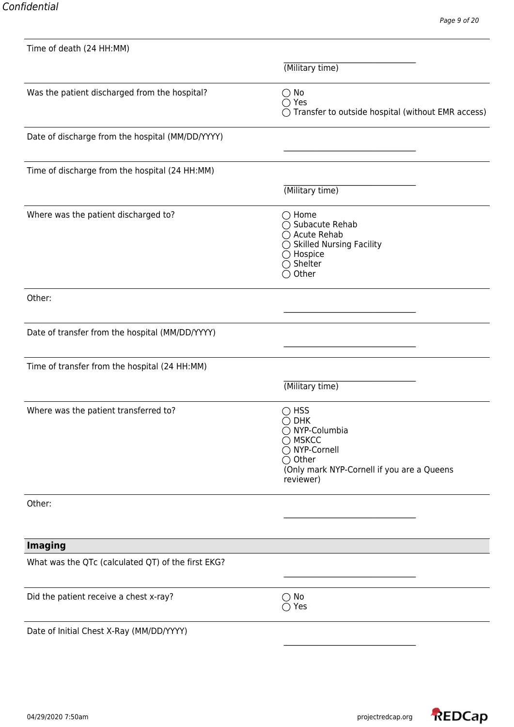| | |
|---|---|
| Time of death (24 HH:MM) | ______________________ (Military time) |
| Was the patient discharged from the hospital? | ◯ No<br>◯ Yes<br>◯ Transfer to outside hospital (without EMR access) |
| Date of discharge from the hospital (MM/DD/YYYY) | ______________________ |
| Time of discharge from the hospital (24 HH:MM) | ______________________ (Military time) |
| Where was the patient discharged to? | ◯ Home<br>◯ Subacute Rehab<br>◯ Acute Rehab<br>◯ Skilled Nursing Facility<br>◯ Hospice<br>◯ Shelter<br>◯ Other |
| Other: | ______________________ |
| Date of transfer from the hospital (MM/DD/YYYY) | ______________________ |
| Time of transfer from the hospital (24 HH:MM) | ______________________ (Military time) |
| Where was the patient transferred to? | ◯ HSS<br>◯ DHK<br>◯ NYP-Columbia<br>◯ MSKCC<br>◯ NYP-Cornell<br>◯ Other<br>(Only mark NYP-Cornell if you are a Queens reviewer) |
| Other: | ______________________ |

## Imaging

| | |
|---|---|
| What was the QTc (calculated QT) of the first EKG? | ______________________ |
| Did the patient receive a chest x-ray? | ◯ No<br>◯ Yes |
| Date of Initial Chest X-Ray (MM/DD/YYYY) | ______________________ |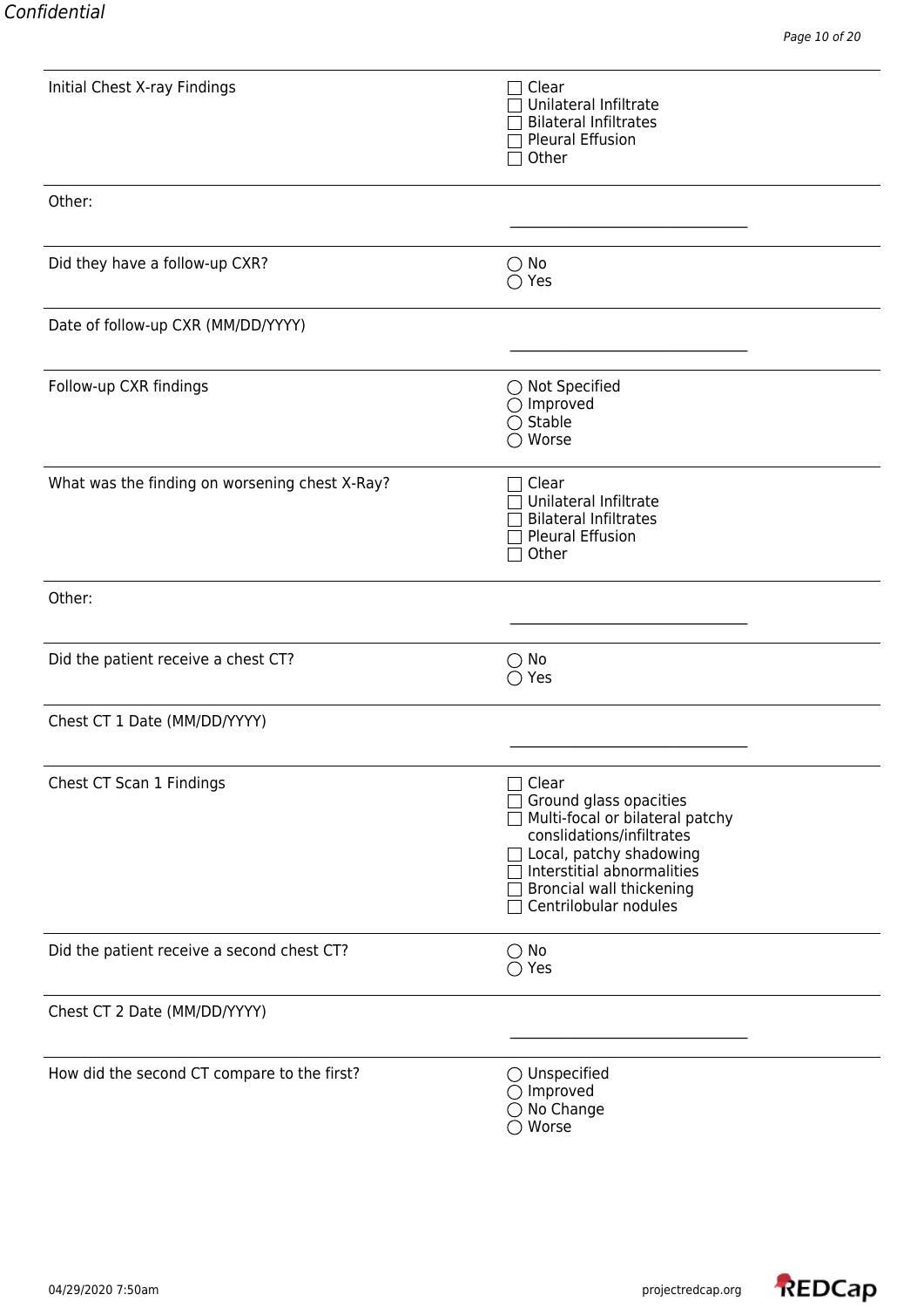| | |
|---|---|
| Initial Chest X-ray Findings | ☐ Clear<br>☐ Unilateral Infiltrate<br>☐ Bilateral Infiltrates<br>☐ Pleural Effusion<br>☐ Other |
| Other: | \_\_\_\_\_\_\_\_\_\_\_\_\_\_\_\_\_\_\_\_\_\_\_\_\_\_\_\_\_\_\_\_\_\_ |
| Did they have a follow-up CXR? | ◯ No<br>◯ Yes |
| Date of follow-up CXR (MM/DD/YYYY) | \_\_\_\_\_\_\_\_\_\_\_\_\_\_\_\_\_\_\_\_\_\_\_\_\_\_\_\_\_\_\_\_\_\_ |
| Follow-up CXR findings | ◯ Not Specified<br>◯ Improved<br>◯ Stable<br>◯ Worse |
| What was the finding on worsening chest X-Ray? | ☐ Clear<br>☐ Unilateral Infiltrate<br>☐ Bilateral Infiltrates<br>☐ Pleural Effusion<br>☐ Other |
| Other: | \_\_\_\_\_\_\_\_\_\_\_\_\_\_\_\_\_\_\_\_\_\_\_\_\_\_\_\_\_\_\_\_\_\_ |
| Did the patient receive a chest CT? | ◯ No<br>◯ Yes |
| Chest CT 1 Date (MM/DD/YYYY) | \_\_\_\_\_\_\_\_\_\_\_\_\_\_\_\_\_\_\_\_\_\_\_\_\_\_\_\_\_\_\_\_\_\_ |
| Chest CT Scan 1 Findings | ☐ Clear<br>☐ Ground glass opacities<br>☐ Multi-focal or bilateral patchy conslidations/infiltrates<br>☐ Local, patchy shadowing<br>☐ Interstitial abnormalities<br>☐ Broncial wall thickening<br>☐ Centrilobular nodules |
| Did the patient receive a second chest CT? | ◯ No<br>◯ Yes |
| Chest CT 2 Date (MM/DD/YYYY) | \_\_\_\_\_\_\_\_\_\_\_\_\_\_\_\_\_\_\_\_\_\_\_\_\_\_\_\_\_\_\_\_\_\_ |
| How did the second CT compare to the first? | ◯ Unspecified<br>◯ Improved<br>◯ No Change<br>◯ Worse |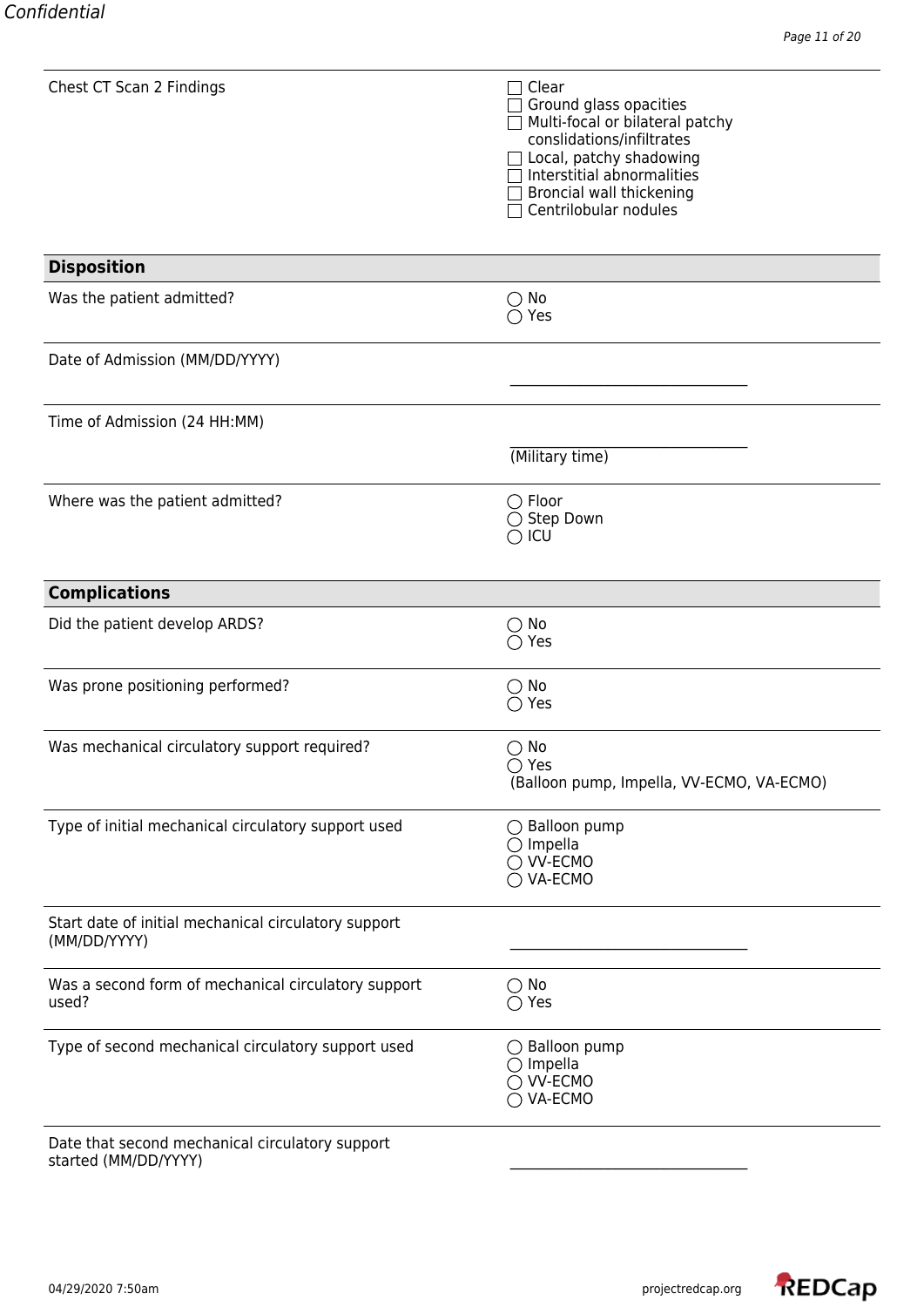| | |
|---|---|
| Chest CT Scan 2 Findings | ☐ Clear<br>☐ Ground glass opacities<br>☐ Multi-focal or bilateral patchy conslidations/infiltrates<br>☐ Local, patchy shadowing<br>☐ Interstitial abnormalities<br>☐ Broncial wall thickening<br>☐ Centrilobular nodules |

## Disposition

| | |
|---|---|
| Was the patient admitted? | ◯ No<br>◯ Yes |
| Date of Admission (MM/DD/YYYY) | ______________________ |
| Time of Admission (24 HH:MM) | ______________________<br>(Military time) |
| Where was the patient admitted? | ◯ Floor<br>◯ Step Down<br>◯ ICU |

## Complications

| | |
|---|---|
| Did the patient develop ARDS? | ◯ No<br>◯ Yes |
| Was prone positioning performed? | ◯ No<br>◯ Yes |
| Was mechanical circulatory support required? | ◯ No<br>◯ Yes<br>(Balloon pump, Impella, VV-ECMO, VA-ECMO) |
| Type of initial mechanical circulatory support used | ◯ Balloon pump<br>◯ Impella<br>◯ VV-ECMO<br>◯ VA-ECMO |
| Start date of initial mechanical circulatory support (MM/DD/YYYY) | ______________________ |
| Was a second form of mechanical circulatory support used? | ◯ No<br>◯ Yes |
| Type of second mechanical circulatory support used | ◯ Balloon pump<br>◯ Impella<br>◯ VV-ECMO<br>◯ VA-ECMO |
| Date that second mechanical circulatory support started (MM/DD/YYYY) | ______________________ |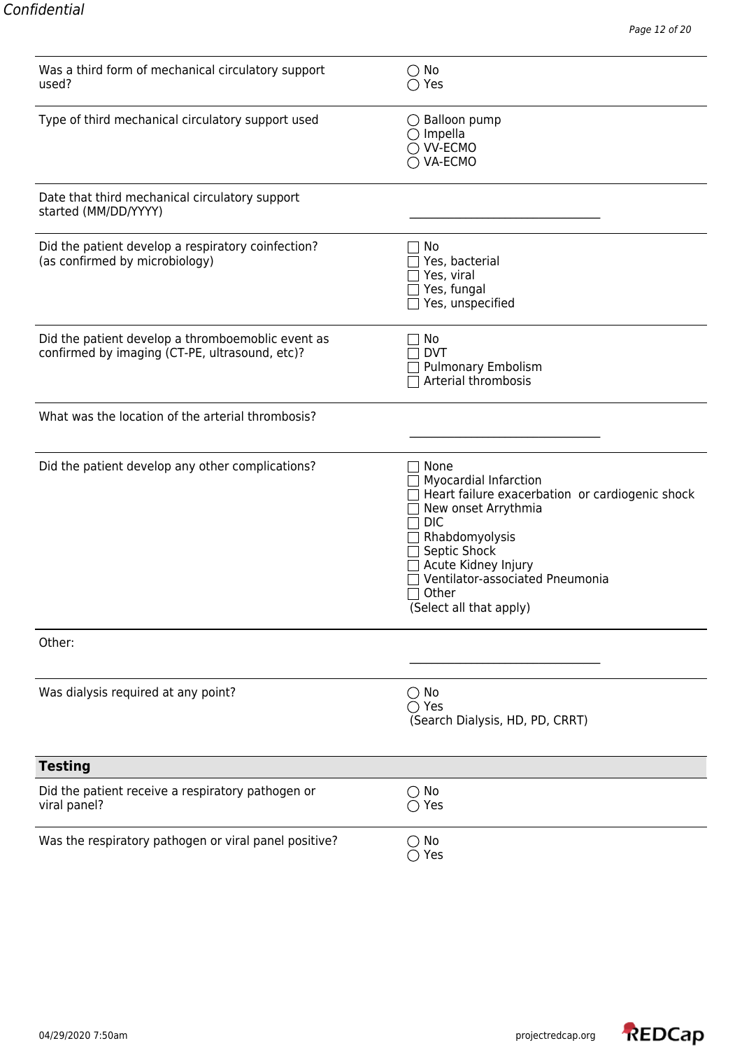| | |
|---|---|
| Was a third form of mechanical circulatory support used? | ◯ No<br>◯ Yes |
| Type of third mechanical circulatory support used | ◯ Balloon pump<br>◯ Impella<br>◯ VV-ECMO<br>◯ VA-ECMO |
| Date that third mechanical circulatory support started (MM/DD/YYYY) | ______________________ |
| Did the patient develop a respiratory coinfection? (as confirmed by microbiology) | ☐ No<br>☐ Yes, bacterial<br>☐ Yes, viral<br>☐ Yes, fungal<br>☐ Yes, unspecified |
| Did the patient develop a thromboemoblic event as confirmed by imaging (CT-PE, ultrasound, etc)? | ☐ No<br>☐ DVT<br>☐ Pulmonary Embolism<br>☐ Arterial thrombosis |
| What was the location of the arterial thrombosis? | ______________________ |
| Did the patient develop any other complications? | ☐ None<br>☐ Myocardial Infarction<br>☐ Heart failure exacerbation or cardiogenic shock<br>☐ New onset Arrythmia<br>☐ DIC<br>☐ Rhabdomyolysis<br>☐ Septic Shock<br>☐ Acute Kidney Injury<br>☐ Ventilator-associated Pneumonia<br>☐ Other<br>(Select all that apply) |
| Other: | ______________________ |
| Was dialysis required at any point? | ◯ No<br>◯ Yes<br>(Search Dialysis, HD, PD, CRRT) |

## Testing

| | |
|---|---|
| Did the patient receive a respiratory pathogen or viral panel? | ◯ No<br>◯ Yes |
| Was the respiratory pathogen or viral panel positive? | ◯ No<br>◯ Yes |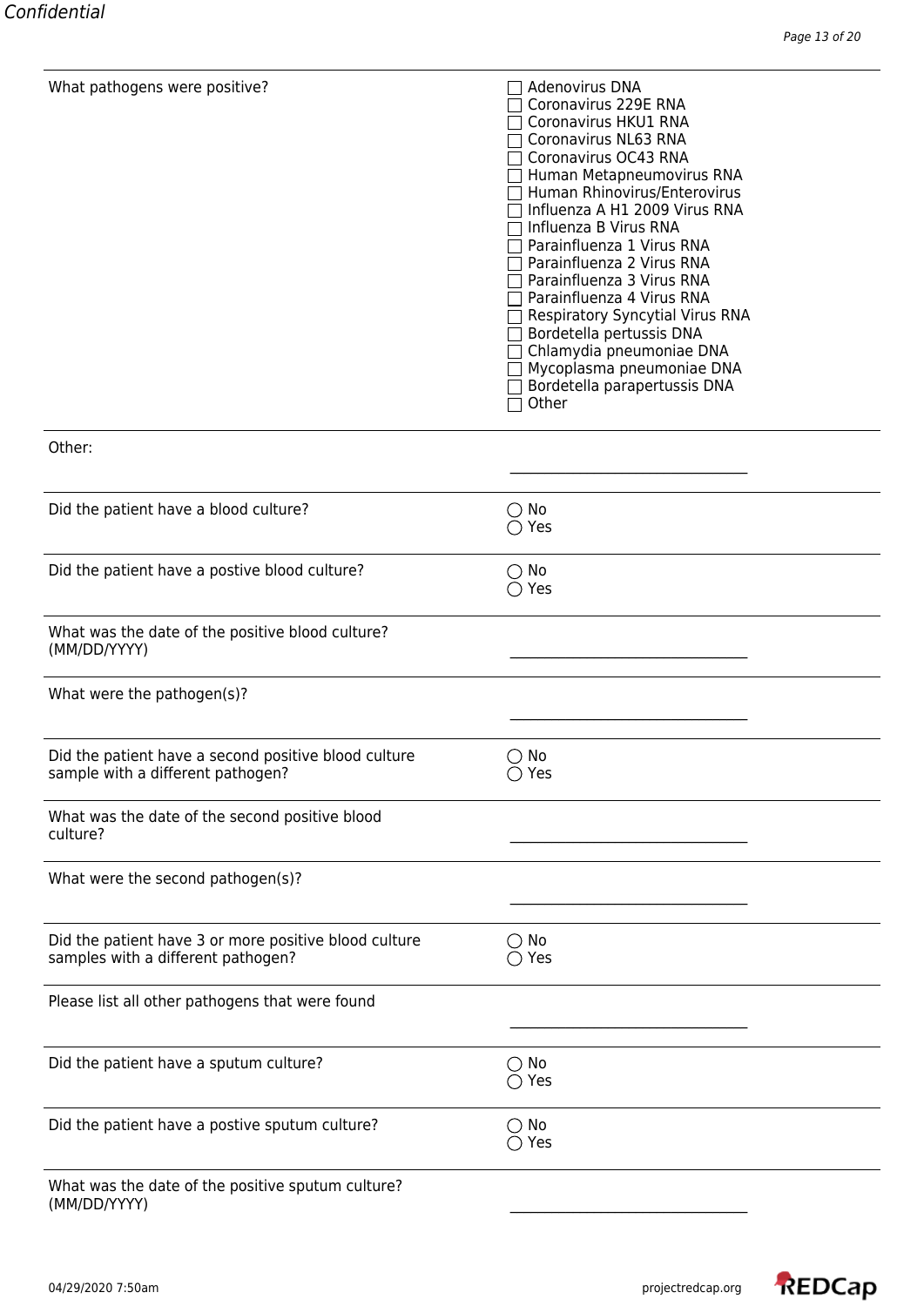| | |
|---|---|
| What pathogens were positive? | ☐ Adenovirus DNA<br>☐ Coronavirus 229E RNA<br>☐ Coronavirus HKU1 RNA<br>☐ Coronavirus NL63 RNA<br>☐ Coronavirus OC43 RNA<br>☐ Human Metapneumovirus RNA<br>☐ Human Rhinovirus/Enterovirus<br>☐ Influenza A H1 2009 Virus RNA<br>☐ Influenza B Virus RNA<br>☐ Parainfluenza 1 Virus RNA<br>☐ Parainfluenza 2 Virus RNA<br>☐ Parainfluenza 3 Virus RNA<br>☐ Parainfluenza 4 Virus RNA<br>☐ Respiratory Syncytial Virus RNA<br>☐ Bordetella pertussis DNA<br>☐ Chlamydia pneumoniae DNA<br>☐ Mycoplasma pneumoniae DNA<br>☐ Bordetella parapertussis DNA<br>☐ Other |
| Other: | __________________________________ |
| Did the patient have a blood culture? | ◯ No<br>◯ Yes |
| Did the patient have a postive blood culture? | ◯ No<br>◯ Yes |
| What was the date of the positive blood culture? (MM/DD/YYYY) | __________________________________ |
| What were the pathogen(s)? | __________________________________ |
| Did the patient have a second positive blood culture sample with a different pathogen? | ◯ No<br>◯ Yes |
| What was the date of the second positive blood culture? | __________________________________ |
| What were the second pathogen(s)? | __________________________________ |
| Did the patient have 3 or more positive blood culture samples with a different pathogen? | ◯ No<br>◯ Yes |
| Please list all other pathogens that were found | __________________________________ |
| Did the patient have a sputum culture? | ◯ No<br>◯ Yes |
| Did the patient have a postive sputum culture? | ◯ No<br>◯ Yes |
| What was the date of the positive sputum culture? (MM/DD/YYYY) | __________________________________ |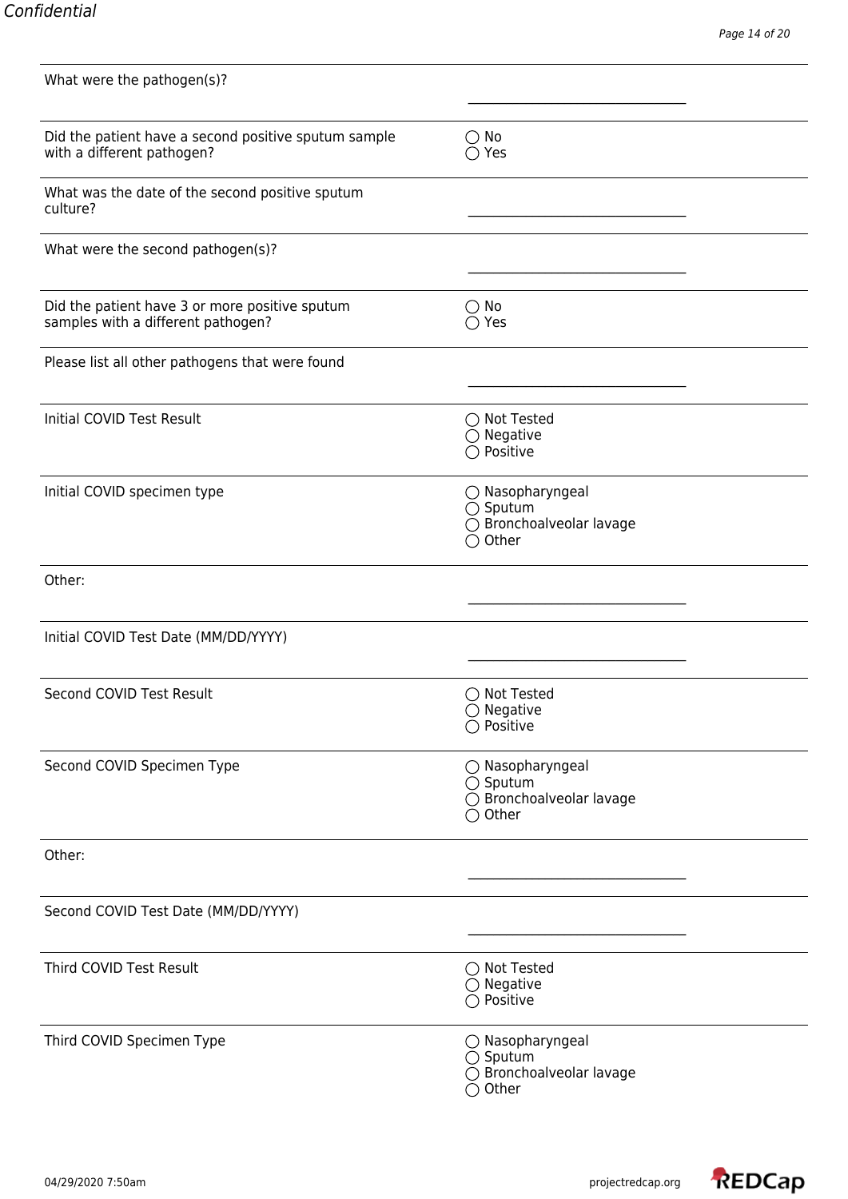| | |
|---|---|
| What were the pathogen(s)? | __________________________________ |
| Did the patient have a second positive sputum sample with a different pathogen? | ◯ No<br>◯ Yes |
| What was the date of the second positive sputum culture? | __________________________________ |
| What were the second pathogen(s)? | __________________________________ |
| Did the patient have 3 or more positive sputum samples with a different pathogen? | ◯ No<br>◯ Yes |
| Please list all other pathogens that were found | __________________________________ |
| Initial COVID Test Result | ◯ Not Tested<br>◯ Negative<br>◯ Positive |
| Initial COVID specimen type | ◯ Nasopharyngeal<br>◯ Sputum<br>◯ Bronchoalveolar lavage<br>◯ Other |
| Other: | __________________________________ |
| Initial COVID Test Date (MM/DD/YYYY) | __________________________________ |
| Second COVID Test Result | ◯ Not Tested<br>◯ Negative<br>◯ Positive |
| Second COVID Specimen Type | ◯ Nasopharyngeal<br>◯ Sputum<br>◯ Bronchoalveolar lavage<br>◯ Other |
| Other: | __________________________________ |
| Second COVID Test Date (MM/DD/YYYY) | __________________________________ |
| Third COVID Test Result | ◯ Not Tested<br>◯ Negative<br>◯ Positive |
| Third COVID Specimen Type | ◯ Nasopharyngeal<br>◯ Sputum<br>◯ Bronchoalveolar lavage<br>◯ Other |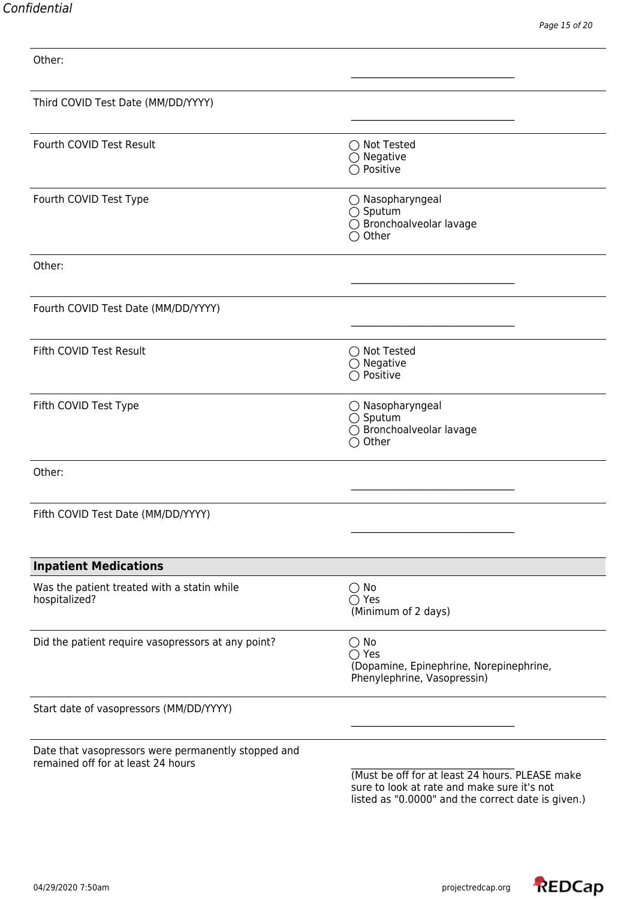| | |
|---|---|
| Other: | \_\_\_\_\_\_\_\_\_\_\_\_\_\_\_\_\_\_\_\_\_\_\_\_\_\_\_\_\_\_\_\_\_\_ |
| Third COVID Test Date (MM/DD/YYYY) | \_\_\_\_\_\_\_\_\_\_\_\_\_\_\_\_\_\_\_\_\_\_\_\_\_\_\_\_\_\_\_\_\_\_ |
| Fourth COVID Test Result | ◯ Not Tested<br>◯ Negative<br>◯ Positive |
| Fourth COVID Test Type | ◯ Nasopharyngeal<br>◯ Sputum<br>◯ Bronchoalveolar lavage<br>◯ Other |
| Other: | \_\_\_\_\_\_\_\_\_\_\_\_\_\_\_\_\_\_\_\_\_\_\_\_\_\_\_\_\_\_\_\_\_\_ |
| Fourth COVID Test Date (MM/DD/YYYY) | \_\_\_\_\_\_\_\_\_\_\_\_\_\_\_\_\_\_\_\_\_\_\_\_\_\_\_\_\_\_\_\_\_\_ |
| Fifth COVID Test Result | ◯ Not Tested<br>◯ Negative<br>◯ Positive |
| Fifth COVID Test Type | ◯ Nasopharyngeal<br>◯ Sputum<br>◯ Bronchoalveolar lavage<br>◯ Other |
| Other: | \_\_\_\_\_\_\_\_\_\_\_\_\_\_\_\_\_\_\_\_\_\_\_\_\_\_\_\_\_\_\_\_\_\_ |
| Fifth COVID Test Date (MM/DD/YYYY) | \_\_\_\_\_\_\_\_\_\_\_\_\_\_\_\_\_\_\_\_\_\_\_\_\_\_\_\_\_\_\_\_\_\_ |

## Inpatient Medications

| | |
|---|---|
| Was the patient treated with a statin while hospitalized? | ◯ No<br>◯ Yes<br>(Minimum of 2 days) |
| Did the patient require vasopressors at any point? | ◯ No<br>◯ Yes<br>(Dopamine, Epinephrine, Norepinephrine, Phenylephrine, Vasopressin) |
| Start date of vasopressors (MM/DD/YYYY) | \_\_\_\_\_\_\_\_\_\_\_\_\_\_\_\_\_\_\_\_\_\_\_\_\_\_\_\_\_\_\_\_\_\_ |
| Date that vasopressors were permanently stopped and remained off for at least 24 hours | \_\_\_\_\_\_\_\_\_\_\_\_\_\_\_\_\_\_\_\_\_\_\_\_\_\_\_\_\_\_\_\_\_\_<br>(Must be off for at least 24 hours. PLEASE make sure to look at rate and make sure it's not listed as "0.0000" and the correct date is given.) |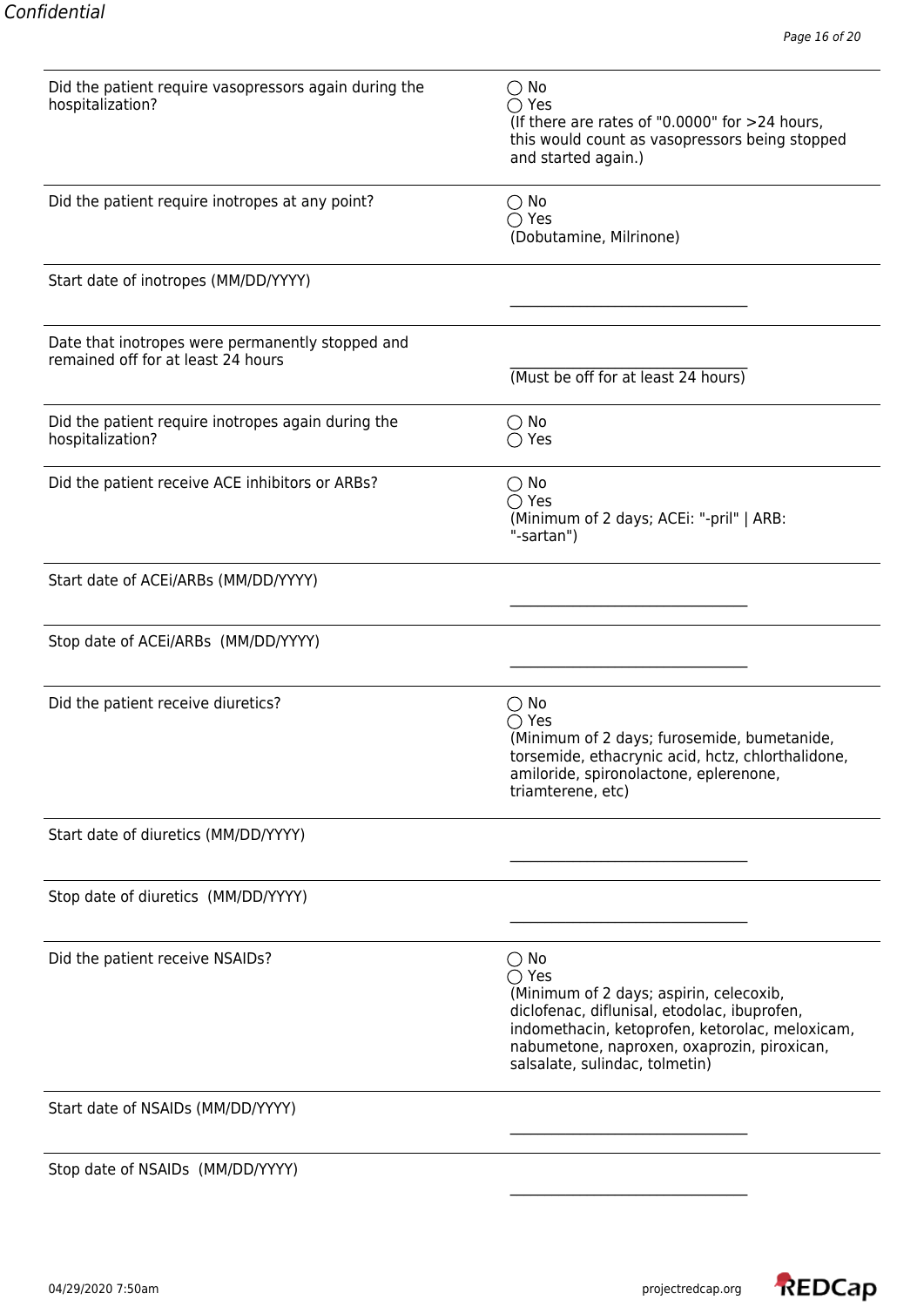| | |
|---|---|
| Did the patient require vasopressors again during the hospitalization? | ◯ No<br>◯ Yes<br>(If there are rates of "0.0000" for >24 hours, this would count as vasopressors being stopped and started again.) |
| Did the patient require inotropes at any point? | ◯ No<br>◯ Yes<br>(Dobutamine, Milrinone) |
| Start date of inotropes (MM/DD/YYYY) | __________________________________ |
| Date that inotropes were permanently stopped and remained off for at least 24 hours | __________________________________<br>(Must be off for at least 24 hours) |
| Did the patient require inotropes again during the hospitalization? | ◯ No<br>◯ Yes |
| Did the patient receive ACE inhibitors or ARBs? | ◯ No<br>◯ Yes<br>(Minimum of 2 days; ACEi: "-pril" \| ARB: "-sartan") |
| Start date of ACEi/ARBs (MM/DD/YYYY) | __________________________________ |
| Stop date of ACEi/ARBs (MM/DD/YYYY) | __________________________________ |
| Did the patient receive diuretics? | ◯ No<br>◯ Yes<br>(Minimum of 2 days; furosemide, bumetanide, torsemide, ethacrynic acid, hctz, chlorthalidone, amiloride, spironolactone, eplerenone, triamterene, etc) |
| Start date of diuretics (MM/DD/YYYY) | __________________________________ |
| Stop date of diuretics (MM/DD/YYYY) | __________________________________ |
| Did the patient receive NSAIDs? | ◯ No<br>◯ Yes<br>(Minimum of 2 days; aspirin, celecoxib, diclofenac, diflunisal, etodolac, ibuprofen, indomethacin, ketoprofen, ketorolac, meloxicam, nabumetone, naproxen, oxaprozin, piroxican, salsalate, sulindac, tolmetin) |
| Start date of NSAIDs (MM/DD/YYYY) | __________________________________ |
| Stop date of NSAIDs (MM/DD/YYYY) | __________________________________ |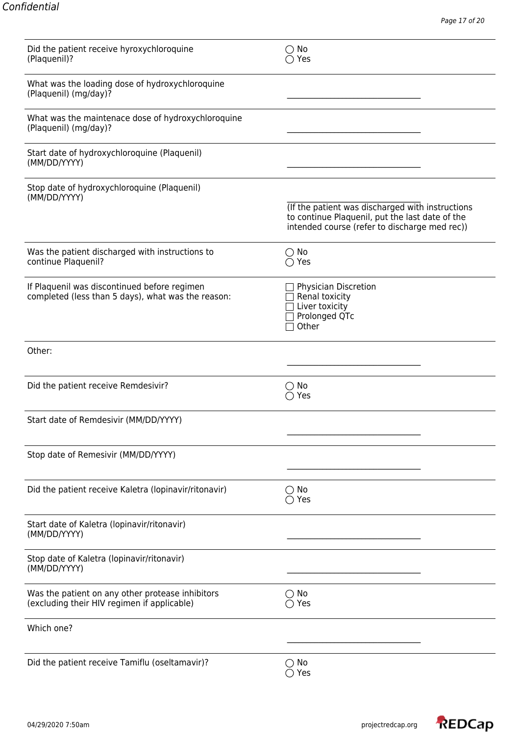| | |
|---|---|
| Did the patient receive hyroxychloroquine (Plaquenil)? | ◯ No<br>◯ Yes |
| What was the loading dose of hydroxychloroquine (Plaquenil) (mg/day)? | __________________________ |
| What was the maintenace dose of hydroxychloroquine (Plaquenil) (mg/day)? | __________________________ |
| Start date of hydroxychloroquine (Plaquenil) (MM/DD/YYYY) | __________________________ |
| Stop date of hydroxychloroquine (Plaquenil) (MM/DD/YYYY) | __________________________<br>(If the patient was discharged with instructions to continue Plaquenil, put the last date of the intended course (refer to discharge med rec)) |
| Was the patient discharged with instructions to continue Plaquenil? | ◯ No<br>◯ Yes |
| If Plaquenil was discontinued before regimen completed (less than 5 days), what was the reason: | ☐ Physician Discretion<br>☐ Renal toxicity<br>☐ Liver toxicity<br>☐ Prolonged QTc<br>☐ Other |
| Other: | __________________________ |
| Did the patient receive Remdesivir? | ◯ No<br>◯ Yes |
| Start date of Remdesivir (MM/DD/YYYY) | __________________________ |
| Stop date of Remesivir (MM/DD/YYYY) | __________________________ |
| Did the patient receive Kaletra (lopinavir/ritonavir) | ◯ No<br>◯ Yes |
| Start date of Kaletra (lopinavir/ritonavir) (MM/DD/YYYY) | __________________________ |
| Stop date of Kaletra (lopinavir/ritonavir) (MM/DD/YYYY) | __________________________ |
| Was the patient on any other protease inhibitors (excluding their HIV regimen if applicable) | ◯ No<br>◯ Yes |
| Which one? | __________________________ |
| Did the patient receive Tamiflu (oseltamavir)? | ◯ No<br>◯ Yes |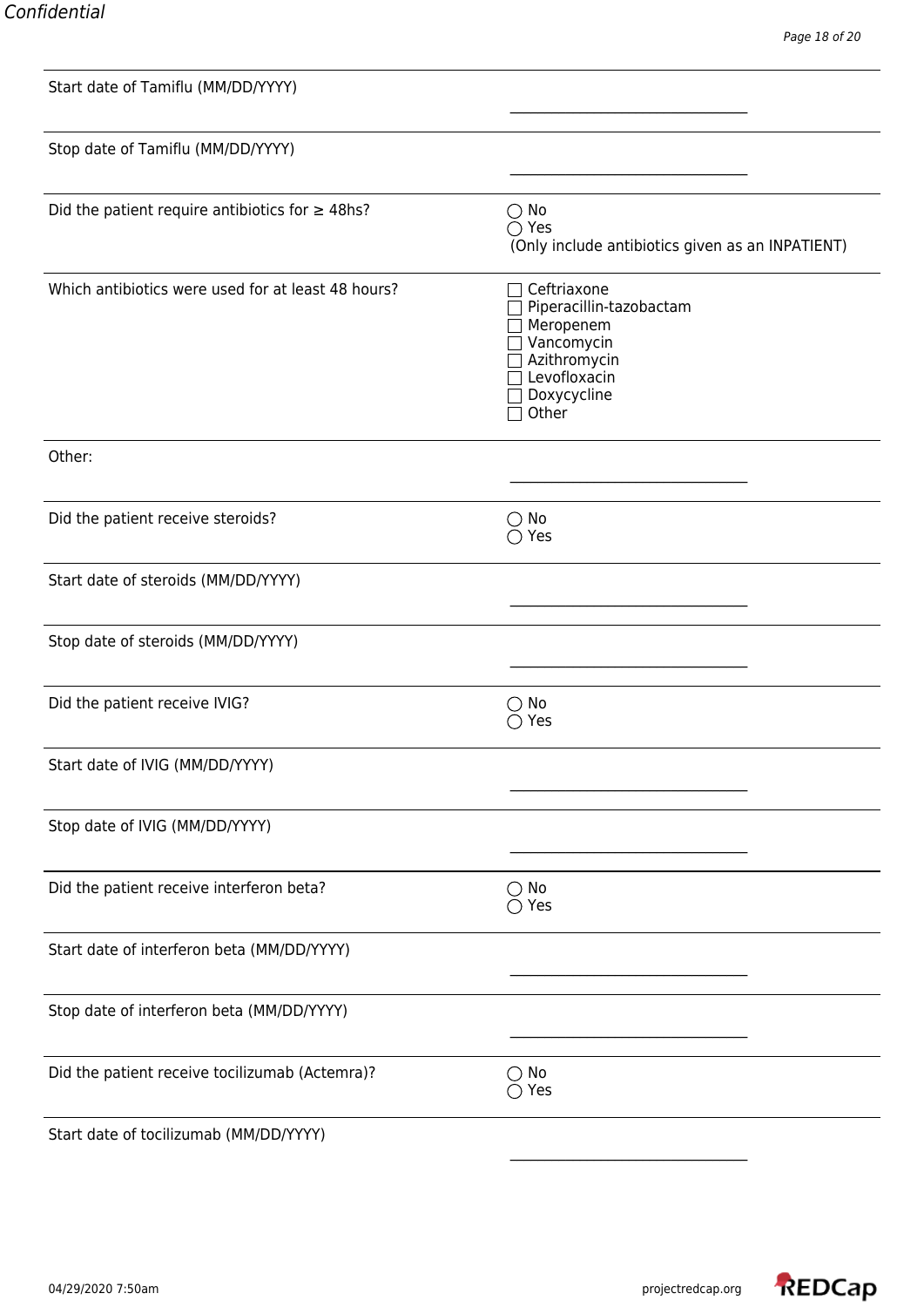| | |
|---|---|
| Start date of Tamiflu (MM/DD/YYYY) | ________________________ |
| Stop date of Tamiflu (MM/DD/YYYY) | ________________________ |
| Did the patient require antibiotics for ≥ 48hs? | ◯ No<br>◯ Yes<br>(Only include antibiotics given as an INPATIENT) |
| Which antibiotics were used for at least 48 hours? | ☐ Ceftriaxone<br>☐ Piperacillin-tazobactam<br>☐ Meropenem<br>☐ Vancomycin<br>☐ Azithromycin<br>☐ Levofloxacin<br>☐ Doxycycline<br>☐ Other |
| Other: | ________________________ |
| Did the patient receive steroids? | ◯ No<br>◯ Yes |
| Start date of steroids (MM/DD/YYYY) | ________________________ |
| Stop date of steroids (MM/DD/YYYY) | ________________________ |
| Did the patient receive IVIG? | ◯ No<br>◯ Yes |
| Start date of IVIG (MM/DD/YYYY) | ________________________ |
| Stop date of IVIG (MM/DD/YYYY) | ________________________ |
| Did the patient receive interferon beta? | ◯ No<br>◯ Yes |
| Start date of interferon beta (MM/DD/YYYY) | ________________________ |
| Stop date of interferon beta (MM/DD/YYYY) | ________________________ |
| Did the patient receive tocilizumab (Actemra)? | ◯ No<br>◯ Yes |
| Start date of tocilizumab (MM/DD/YYYY) | ________________________ |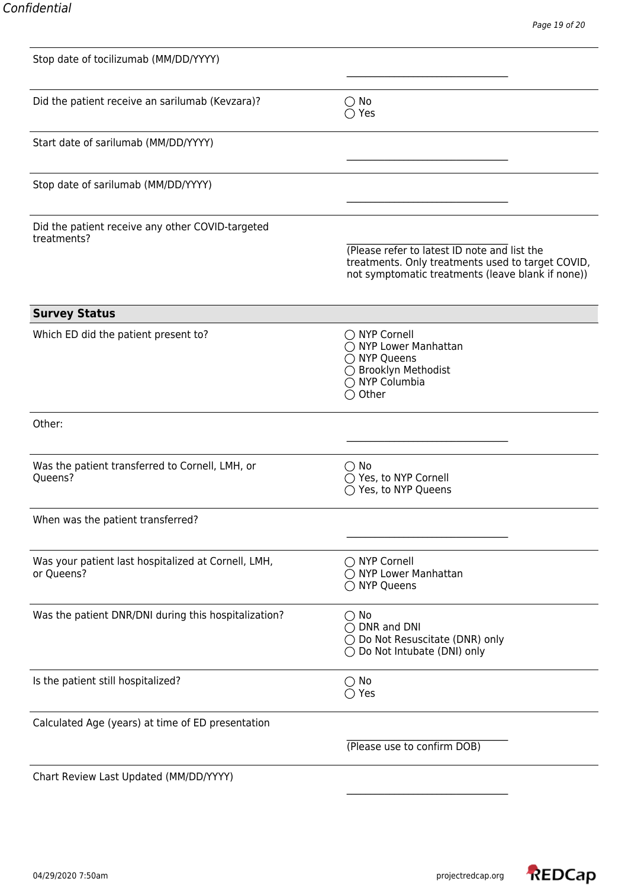| | |
|---|---|
| Stop date of tocilizumab (MM/DD/YYYY) | ________________________________ |
| Did the patient receive an sarilumab (Kevzara)? | ◯ No<br>◯ Yes |
| Start date of sarilumab (MM/DD/YYYY) | ________________________________ |
| Stop date of sarilumab (MM/DD/YYYY) | ________________________________ |
| Did the patient receive any other COVID-targeted treatments? | ________________________________<br>(Please refer to latest ID note and list the treatments. Only treatments used to target COVID, not symptomatic treatments (leave blank if none)) |

**Survey Status**

| | |
|---|---|
| Which ED did the patient present to? | ◯ NYP Cornell<br>◯ NYP Lower Manhattan<br>◯ NYP Queens<br>◯ Brooklyn Methodist<br>◯ NYP Columbia<br>◯ Other |
| Other: | ________________________________ |
| Was the patient transferred to Cornell, LMH, or Queens? | ◯ No<br>◯ Yes, to NYP Cornell<br>◯ Yes, to NYP Queens |
| When was the patient transferred? | ________________________________ |
| Was your patient last hospitalized at Cornell, LMH, or Queens? | ◯ NYP Cornell<br>◯ NYP Lower Manhattan<br>◯ NYP Queens |
| Was the patient DNR/DNI during this hospitalization? | ◯ No<br>◯ DNR and DNI<br>◯ Do Not Resuscitate (DNR) only<br>◯ Do Not Intubate (DNI) only |
| Is the patient still hospitalized? | ◯ No<br>◯ Yes |
| Calculated Age (years) at time of ED presentation | ________________________________<br>(Please use to confirm DOB) |
| Chart Review Last Updated (MM/DD/YYYY) | ________________________________ |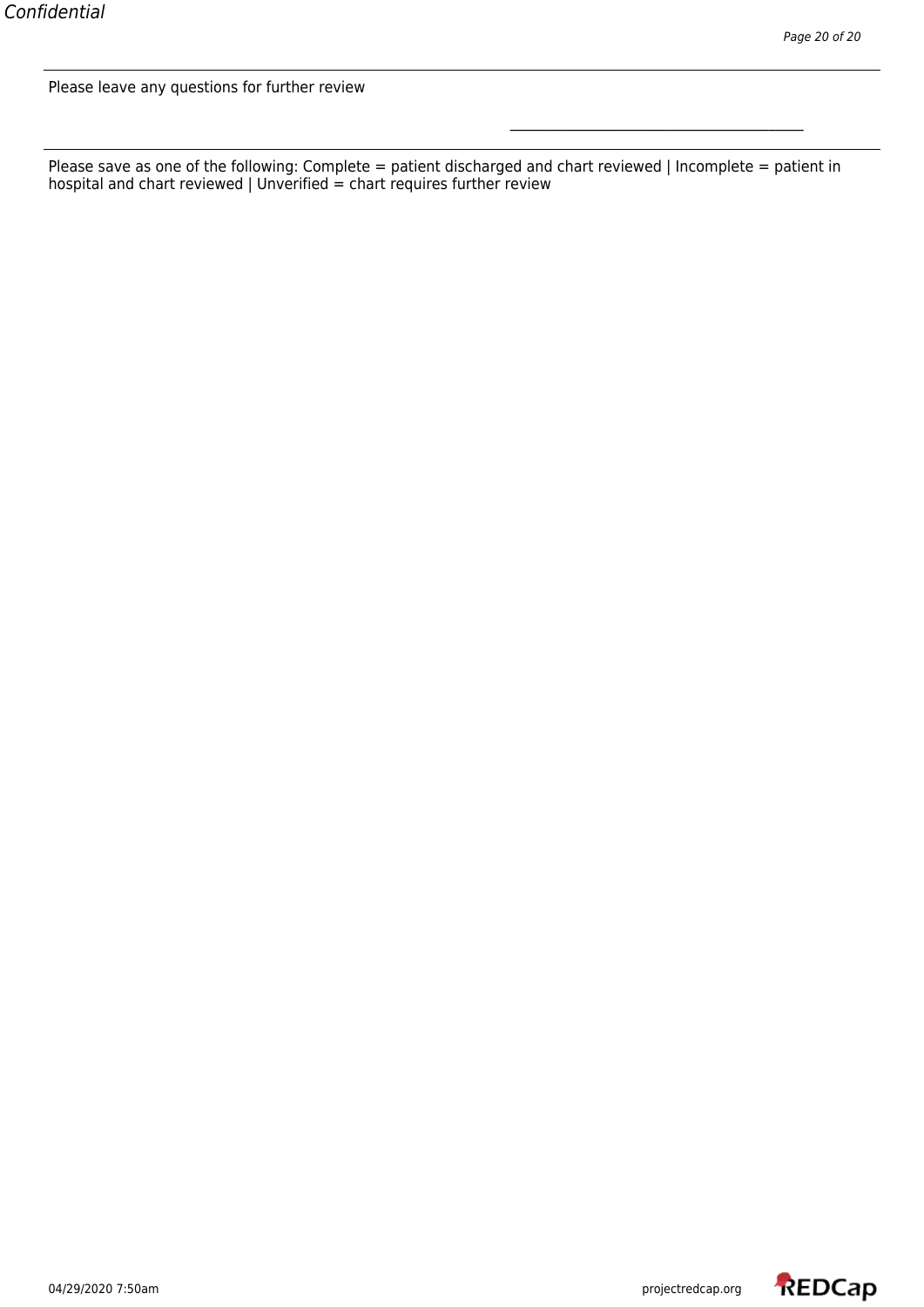Please leave any questions for further review

\_\_\_\_\_\_\_\_\_\_\_\_\_\_\_\_\_\_\_\_\_\_\_\_\_\_\_\_\_\_\_\_\_\_\_\_\_\_\_\_\_\_

Please save as one of the following: Complete = patient discharged and chart reviewed | Incomplete = patient in hospital and chart reviewed | Unverified = chart requires further review